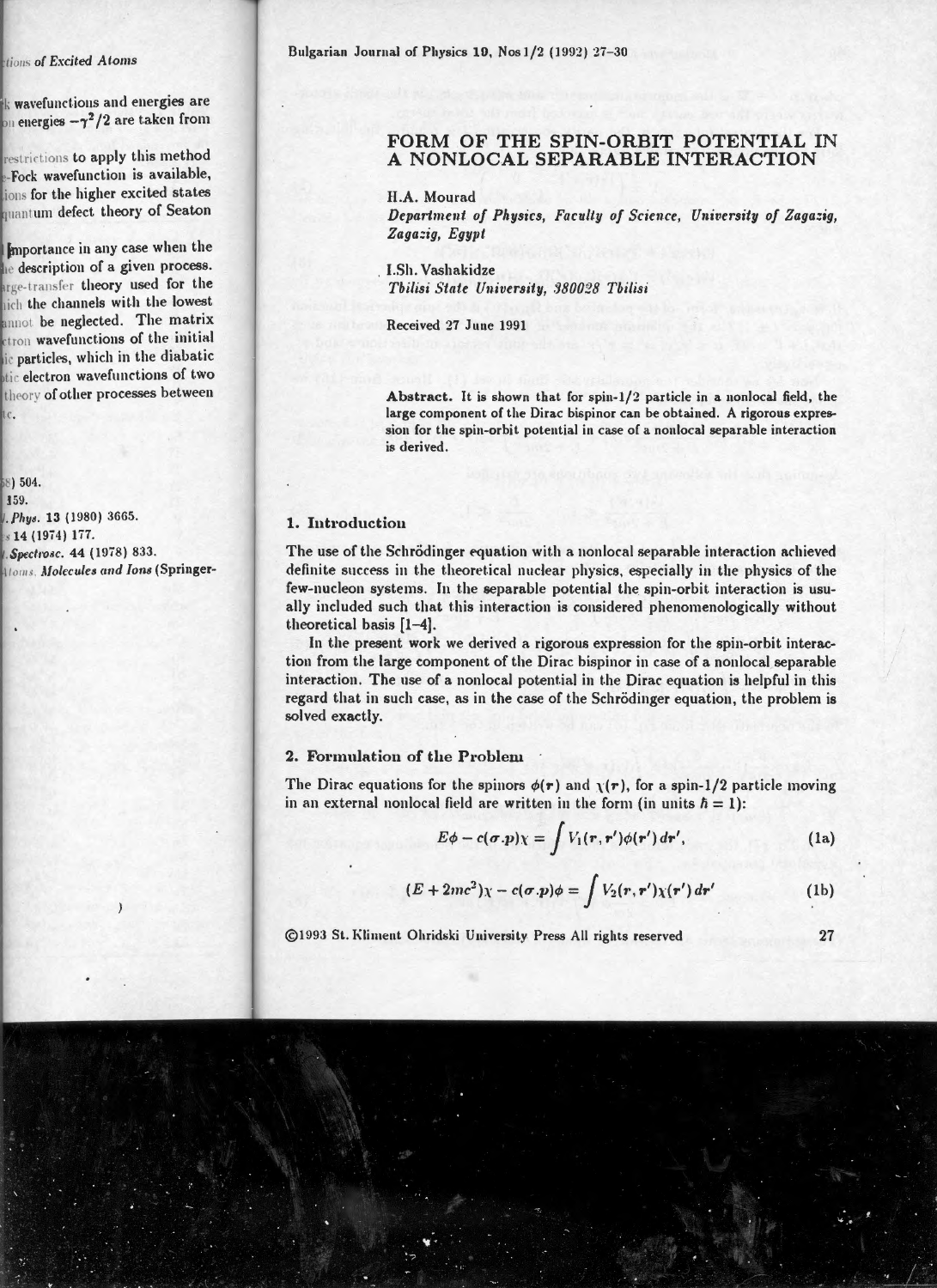# FORM OF THE SPIN-ORBIT POTENTIAL IN A NONLOCAL SEPARABLE INTERACTION

H.A. Mourad

*Department of Physics, Faculty of Science, University of Zagazig, Zagazig, Egypt*

I.Sh. Vashakidze

*Tbilisi State University, 380028 Tbilisi*

Received 27 June 1991

**Abstract.** It is shown that for spin-1/2 particle in a nonlocal field, the large component of the Dirac bispinor can be obtained. A rigorous expression for the spin-orbit potential in case of a nonlocal separable interaction is derived.

## 1. Introduction

The use of the Schrödinger equation with a nonlocal separable interaction achieved definite success in the theoretical nuclear physics, especially in the physics of the few-nucleon systems. In the separable potential the spin-orbit interaction is usually included such that this interaction is considered phenomenologically without theoretical basis [1–4].

In the present work we derived a rigorous expression for the spin-orbit interaction from the large component of the Dirac bispinor in case of a nonlocal separable interaction. The use of a nonlocal potential in the Dirac equation is helpful in this regard that in such case, as in the case of the Schrödinger equation, the problem is solved exactly.

## 2. Formulation of the Problem

The Dirac equations for the spinors $\phi(\boldsymbol{r})$ and $\chi(\boldsymbol{r})$, for a spin-1/2 particle moving in an external nonlocal field are written in the form (in units $\hbar = 1$):

$$E\phi - c(\sigma.p)\chi = \int V_1(\boldsymbol{r},\boldsymbol{r}')\phi(\boldsymbol{r}')\,d\boldsymbol{r}', \tag{1a}$$

$$(E + 2mc^2)\chi - c(\sigma.p)\phi = \int V_2(\boldsymbol{r},\boldsymbol{r}')\chi(\boldsymbol{r}')\,d\boldsymbol{r}' \tag{1b}$$

©1993 St. Kliment Ohridski University Press All rights reserved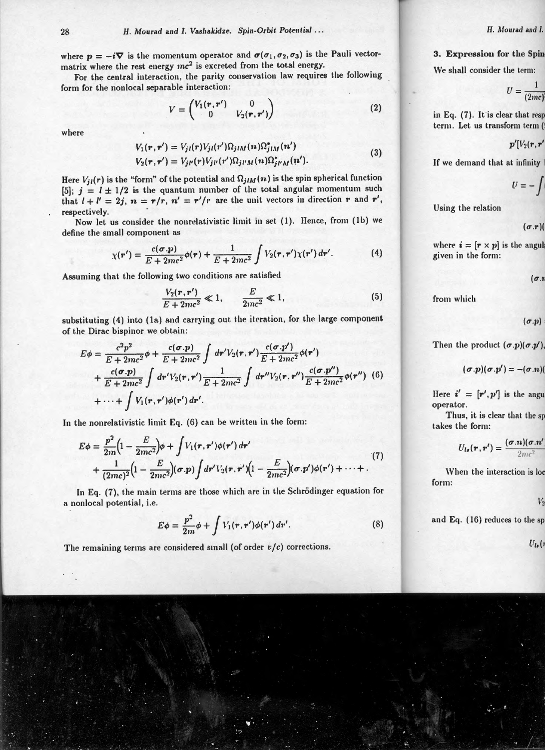where $p = -i\nabla$ is the momentum operator and $\sigma(\sigma_1, \sigma_2, \sigma_3)$ is the Pauli vector-matrix where the rest energy $mc^2$ is excreted from the total energy.

For the central interaction, the parity conservation law requires the following form for the nonlocal separable interaction:

$$V = \begin{pmatrix} V_1(r, r') & 0 \\ 0 & V_2(r, r') \end{pmatrix} \tag{2}$$

where

$$\begin{aligned} V_1(r, r') &= V_{jl}(r) V_{jl}(r') \Omega_{jlM}(n) \Omega^*_{jlM}(n') \\ V_2(r, r') &= V_{jl'}(r) V_{jl'}(r') \Omega_{jl'M}(n) \Omega^*_{jl'M}(n'). \end{aligned} \tag{3}$$

Here $V_{jl}(r)$ is the "form" of the potential and $\Omega_{jlM}(n)$ is the spin spherical function [5]; $j = l \pm 1/2$ is the quantum number of the total angular momentum such that $l + l' = 2j$, $n = r/r$, $n' = r'/r$ are the unit vectors in direction $r$ and $r'$, respectively.

Now let us consider the nonrelativistic limit in set (1). Hence, from (1b) we define the small component as

$$\chi(r') = \frac{c(\sigma . p)}{E + 2mc^2} \phi(r) + \frac{1}{E + 2mc^2} \int V_2(r, r') \chi(r') \, dr'. \tag{4}$$

Assuming that the following two conditions are satisfied

$$\frac{V_2(r, r')}{E + 2mc^2} \ll 1, \qquad \frac{E}{2mc^2} \ll 1, \tag{5}$$

substituting (4) into (1a) and carrying out the iteration, for the large component of the Dirac bispinor we obtain:

$$\begin{aligned} E\phi = & \frac{c^2 p^2}{E + 2mc^2} \phi + \frac{c(\sigma . p)}{E + 2mc^2} \int dr' V_2(r, r') \frac{c(\sigma . p')}{E + 2mc^2} \phi(r') \\ & + \frac{c(\sigma . p)}{E + 2mc^2} \int dr' V_2(r, r') \frac{1}{E + 2mc^2} \int dr'' V_2(r, r'') \frac{c(\sigma . p'')}{E + 2mc^2} \phi(r'') \\ & + \cdots + \int V_1(r, r') \phi(r') \, dr'. \end{aligned} \tag{6}$$

In the nonrelativistic limit Eq. (6) can be written in the form:

$$\begin{aligned} E\phi = & \frac{p^2}{2m} \Big(1 - \frac{E}{2mc^2}\Big) \phi + \int V_1(r, r') \phi(r') \, dr' \\ & + \frac{1}{(2mc)^2} \Big(1 - \frac{E}{2mc^2}\Big) (\sigma . p) \int dr' V_2(r, r') \Big(1 - \frac{E}{2mc^2}\Big) (\sigma . p') \phi(r') + \cdots + . \end{aligned} \tag{7}$$

In Eq. (7), the main terms are those which are in the Schrödinger equation for a nonlocal potential, i.e.

$$E\phi = \frac{p^2}{2m} \phi + \int V_1(r, r') \phi(r') \, dr'. \tag{8}$$

The remaining terms are considered small (of order $v/c$) corrections.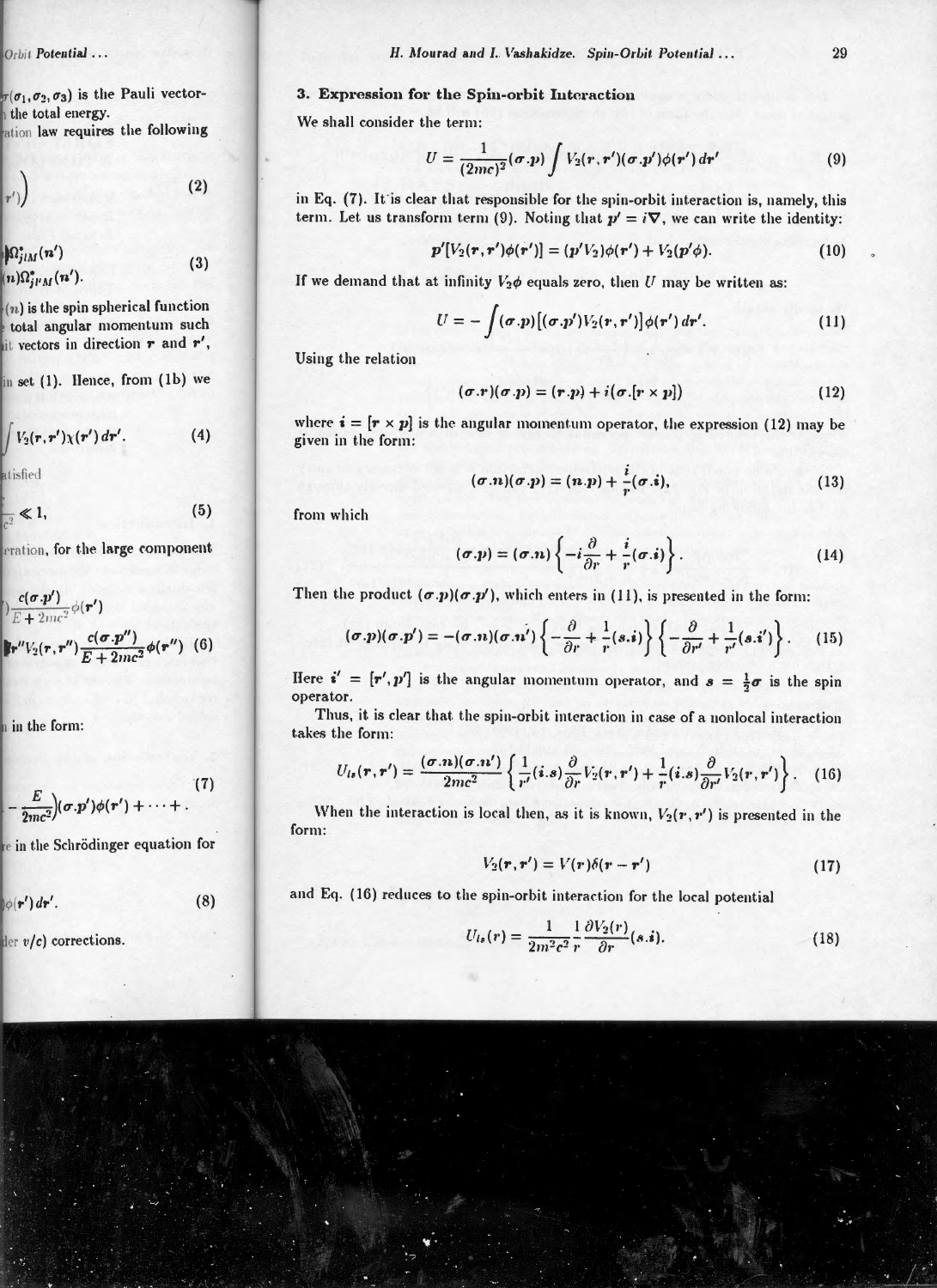## 3. Expression for the Spin-orbit Interaction

We shall consider the term:

$$U = \frac{1}{(2mc)^2}(\sigma.p)\int V_2(r,r')(\sigma.p')\phi(r')\,dr' \tag{9}$$

in Eq. (7). It is clear that responsible for the spin-orbit interaction is, namely, this term. Let us transform term (9). Noting that $p' = i\nabla$, we can write the identity:

$$p'[V_2(r,r')\phi(r')] = (p'V_2)\phi(r') + V_2(p'\phi). \tag{10}$$

If we demand that at infinity $V_2\phi$ equals zero, then $U$ may be written as:

$$U = -\int(\sigma.p)[(\sigma.p')V_2(r,r')]\phi(r')\,dr'. \tag{11}$$

Using the relation

$$(\sigma.r)(\sigma.p) = (r.p) + i(\sigma.[r\times p]) \tag{12}$$

where $i = [r \times p]$ is the angular momentum operator, the expression (12) may be given in the form:

$$(\sigma.n)(\sigma.p) = (n.p) + \frac{i}{r}(\sigma.i), \tag{13}$$

from which

$$(\sigma.p) = (\sigma.n)\left\{-i\frac{\partial}{\partial r} + \frac{i}{r}(\sigma.i)\right\}. \tag{14}$$

Then the product $(\sigma.p)(\sigma.p')$, which enters in (11), is presented in the form:

$$(\sigma.p)(\sigma.p') = -(\sigma.n)(\sigma.n')\left\{-\frac{\partial}{\partial r} + \frac{1}{r}(s.i)\right\}\left\{-\frac{\partial}{\partial r'} + \frac{1}{r'}(s.i')\right\}. \tag{15}$$

Here $i' = [r', p']$ is the angular momentum operator, and $s = \frac{1}{2}\sigma$ is the spin operator.

Thus, it is clear that the spin-orbit interaction in case of a nonlocal interaction takes the form:

$$U_{ls}(r,r') = \frac{(\sigma.n)(\sigma.n')}{2mc^2}\left\{\frac{1}{r'}(i.s)\frac{\partial}{\partial r}V_2(r,r') + \frac{1}{r}(i.s)\frac{\partial}{\partial r'}V_2(r,r')\right\}. \tag{16}$$

When the interaction is local then, as it is known, $V_2(r,r')$ is presented in the form:

$$V_2(r,r') = V(r)\delta(r-r') \tag{17}$$

and Eq. (16) reduces to the spin-orbit interaction for the local potential

$$U_{ls}(r) = \frac{1}{2m^2c^2}\frac{1}{r}\frac{\partial V_2(r)}{\partial r}(s.i). \tag{18}$$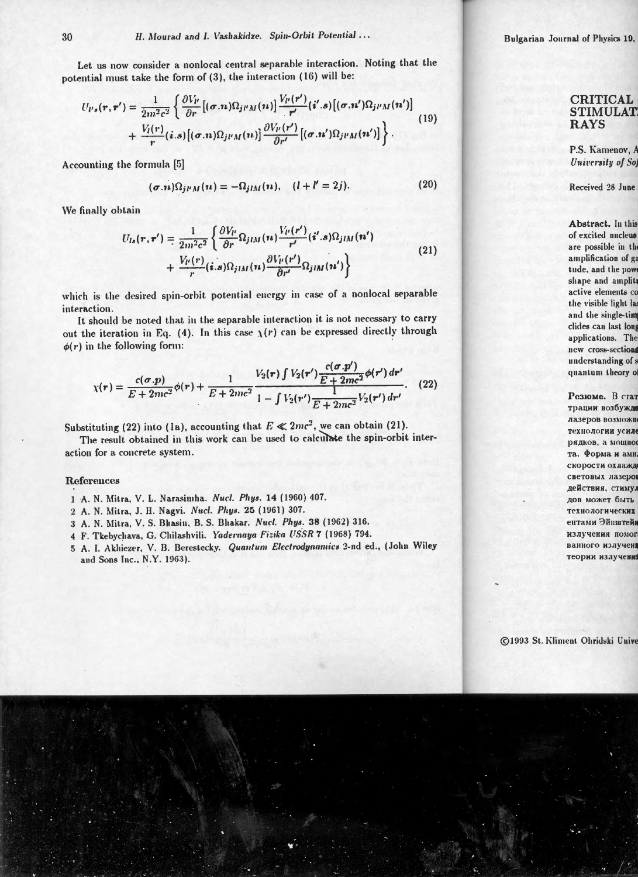Let us now consider a nonlocal central separable interaction. Noting that the potential must take the form of (3), the interaction (16) will be:

$$U_{l's}(\boldsymbol{r},\boldsymbol{r}') = \frac{1}{2m^2c^2}\left\{\frac{\partial V_{l'}}{\partial r}[(\boldsymbol{\sigma}.\boldsymbol{n})\Omega_{jl'M}(\boldsymbol{n})]\frac{V_{l'}(r')}{r'}(\boldsymbol{i}'.\boldsymbol{s})[(\boldsymbol{\sigma}.\boldsymbol{n}')\Omega_{jl'M}(\boldsymbol{n}')]\right.$$
$$\left. + \frac{V_l(r)}{r}(\boldsymbol{i}.\boldsymbol{s})[(\boldsymbol{\sigma}.\boldsymbol{n})\Omega_{jl'M}(\boldsymbol{n})]\frac{\partial V_{l'}(r')}{\partial r'}[(\boldsymbol{\sigma}.\boldsymbol{n}')\Omega_{jl'M}(\boldsymbol{n}')]\right\}. \tag{19}$$

Accounting the formula [5]

$$(\boldsymbol{\sigma}.\boldsymbol{n})\Omega_{jl'M}(\boldsymbol{n}) = -\Omega_{jlM}(\boldsymbol{n}), \quad (l + l' = 2j). \tag{20}$$

We finally obtain

$$U_{ls}(\boldsymbol{r},\boldsymbol{r}') = \frac{1}{2m^2c^2}\left\{\frac{\partial V_{l'}}{\partial r}\Omega_{jlM}(\boldsymbol{n})\frac{V_{l'}(r')}{r'}(\boldsymbol{i}'.\boldsymbol{s})\Omega_{jlM}(\boldsymbol{n}')\right.$$
$$\left. + \frac{V_{l'}(r)}{r}(\boldsymbol{i}.\boldsymbol{s})\Omega_{jlM}(\boldsymbol{n})\frac{\partial V_{l'}(r')}{\partial r'}\Omega_{jlM}(\boldsymbol{n}')\right\} \tag{21}$$

which is the desired spin-orbit potential energy in case of a nonlocal separable interaction.

It should be noted that in the separable interaction it is not necessary to carry out the iteration in Eq. (4). In this case $\chi(r)$ can be expressed directly through $\phi(r)$ in the following form:

$$\chi(r) = \frac{c(\boldsymbol{\sigma}.\boldsymbol{p})}{E + 2mc^2}\phi(r) + \frac{1}{E + 2mc^2}\,\frac{V_2(\boldsymbol{r})\int V_2(\boldsymbol{r}')\dfrac{c(\boldsymbol{\sigma}.\boldsymbol{p}')}{E + 2mc^2}\phi(r')\,dr'}{1 - \int V_2(\boldsymbol{r}')\dfrac{1}{E + 2mc^2}V_2(\boldsymbol{r}')\,dr'}. \tag{22}$$

Substituting (22) into (1a), accounting that $E \ll 2mc^2$, we can obtain (21).

The result obtained in this work can be used to calculate the spin-orbit interaction for a concrete system.

## References

1. A. N. Mitra, V. L. Narasimha. *Nucl. Phys.* **14** (1960) 407.
2. A. N. Mitra, J. H. Nagvi. *Nucl. Phys.* **25** (1961) 307.
3. A. N. Mitra, V. S. Bhasin, B. S. Bhakar. *Nucl. Phys.* **38** (1962) 316.
4. F. Tkebychava, G. Chilashvili. *Yadernaya Fizika USSR* **7** (1968) 794.
5. A. I. Akhiezer, V. B. Berestecky. *Quantum Electrodynamics* 2-nd ed., (John Wiley and Sons Inc., N.Y. 1963).